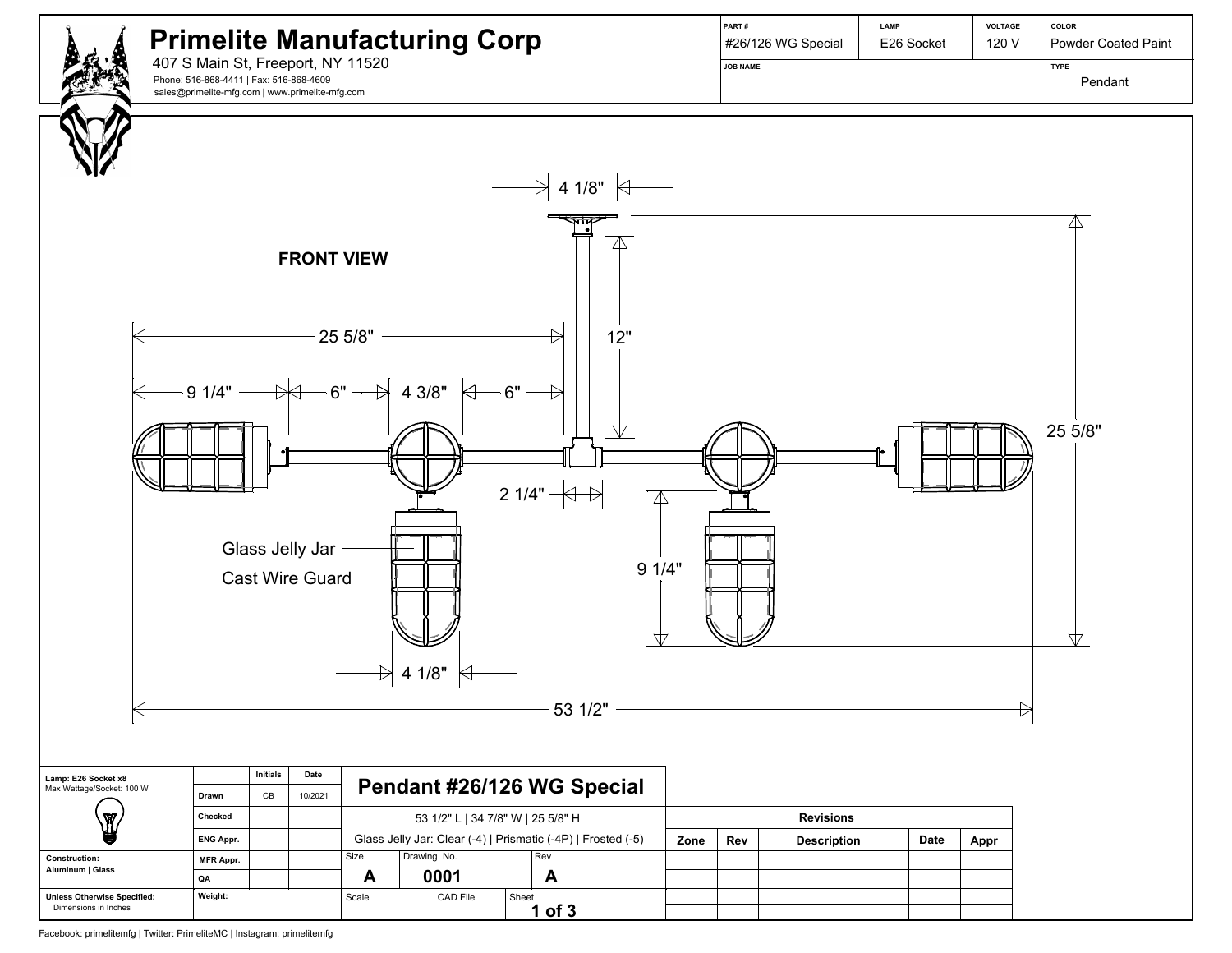# Primelite Manufacturing Corp

407 S Main St, Freeport, NY 11520

Phone: 516-868-4411 | Fax: 516-868-4609

sales@primelite-mfg.com | www.primelite-mfg.com

| PART # | LAMP | VOLTAGE | COLOR |
| --- | --- | --- | --- |
| #26/126 WG Special | E26 Socket | 120 V | Powder Coated Paint |
| **JOB NAME** | | | **TYPE** |
| | | | Pendant |

**FRONT VIEW**

4 1/8"

12"

25 5/8"

9 1/4"

6"

4 3/8"

6"

25 5/8"

2 1/4"

Glass Jelly Jar

Cast Wire Guard

9 1/4"

4 1/8"

53 1/2"

| Lamp: E26 Socket x8<br>Max Wattage/Socket: 100 W | | Initials | Date |
| --- | --- | --- | --- |
| | Drawn | CB | 10/2021 |
| | Checked | | |
| | ENG Appr. | | |
| Construction:<br>Aluminum \| Glass | MFR Appr. | | |
| | QA | | |
| Unless Otherwise Specified:<br>Dimensions in Inches | Weight: | | |

## Pendant #26/126 WG Special

53 1/2" L | 34 7/8" W | 25 5/8" H

Glass Jelly Jar: Clear (-4) | Prismatic (-4P) | Frosted (-5)

| Size | Drawing No. | Rev |
| --- | --- | --- |
| A | 0001 | A |

| Scale | CAD File | Sheet |
| --- | --- | --- |
| | | 1 of 3 |

| Revisions | | | | |
| --- | --- | --- | --- | --- |
| Zone | Rev | Description | Date | Appr |
| | | | | |
| | | | | |
| | | | | |
| | | | | |

Facebook: primelitemfg | Twitter: PrimeliteMC | Instagram: primelitemfg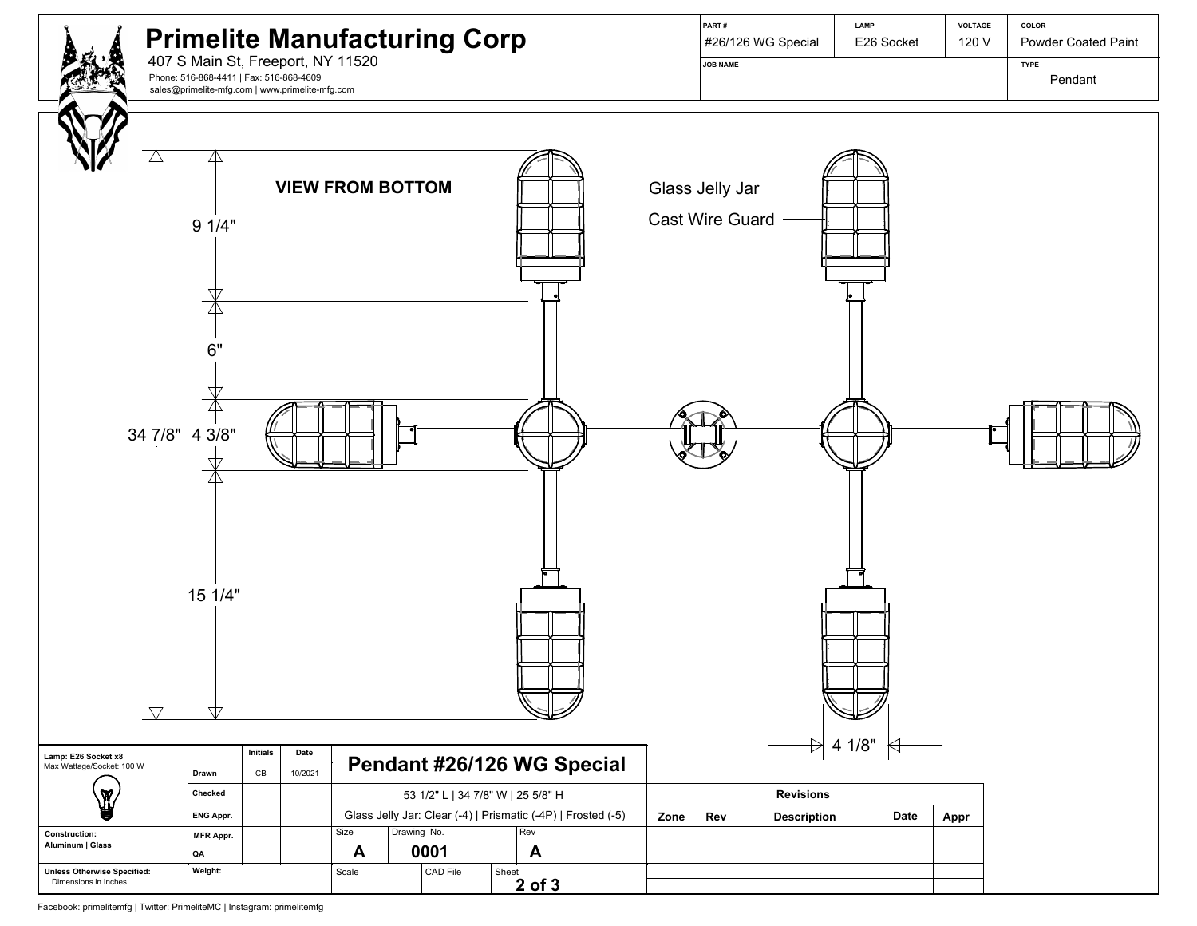# Primelite Manufacturing Corp

407 S Main St, Freeport, NY 11520

Phone: 516-868-4411 | Fax: 516-868-4609

sales@primelite-mfg.com | www.primelite-mfg.com

| PART # | LAMP | VOLTAGE | COLOR |
|---|---|---|---|
| #26/126 WG Special | E26 Socket | 120 V | Powder Coated Paint |
| JOB NAME | | | TYPE |
| | | | Pendant |

**VIEW FROM BOTTOM**

Glass Jelly Jar

Cast Wire Guard

9 1/4"

6"

34 7/8" 4 3/8"

15 1/4"

4 1/8"

## Pendant #26/126 WG Special

53 1/2" L | 34 7/8" W | 25 5/8" H

Glass Jelly Jar: Clear (-4) | Prismatic (-4P) | Frosted (-5)

**Lamp: E26 Socket x8**
Max Wattage/Socket: 100 W

**Construction:**
**Aluminum | Glass**

**Unless Otherwise Specified:**
Dimensions in Inches

| | Initials | Date |
|---|---|---|
| Drawn | CB | 10/2021 |
| Checked | | |
| ENG Appr. | | |
| MFR Appr. | | |
| QA | | |
| Weight: | | |

| Size | Drawing No. | Rev |
|---|---|---|
| A | 0001 | A |

| Scale | CAD File | Sheet |
|---|---|---|
| | | 2 of 3 |

**Revisions**

| Zone | Rev | Description | Date | Appr |
|---|---|---|---|---|
| | | | | |
| | | | | |
| | | | | |
| | | | | |

Facebook: primelitemfg | Twitter: PrimeliteMC | Instagram: primelitemfg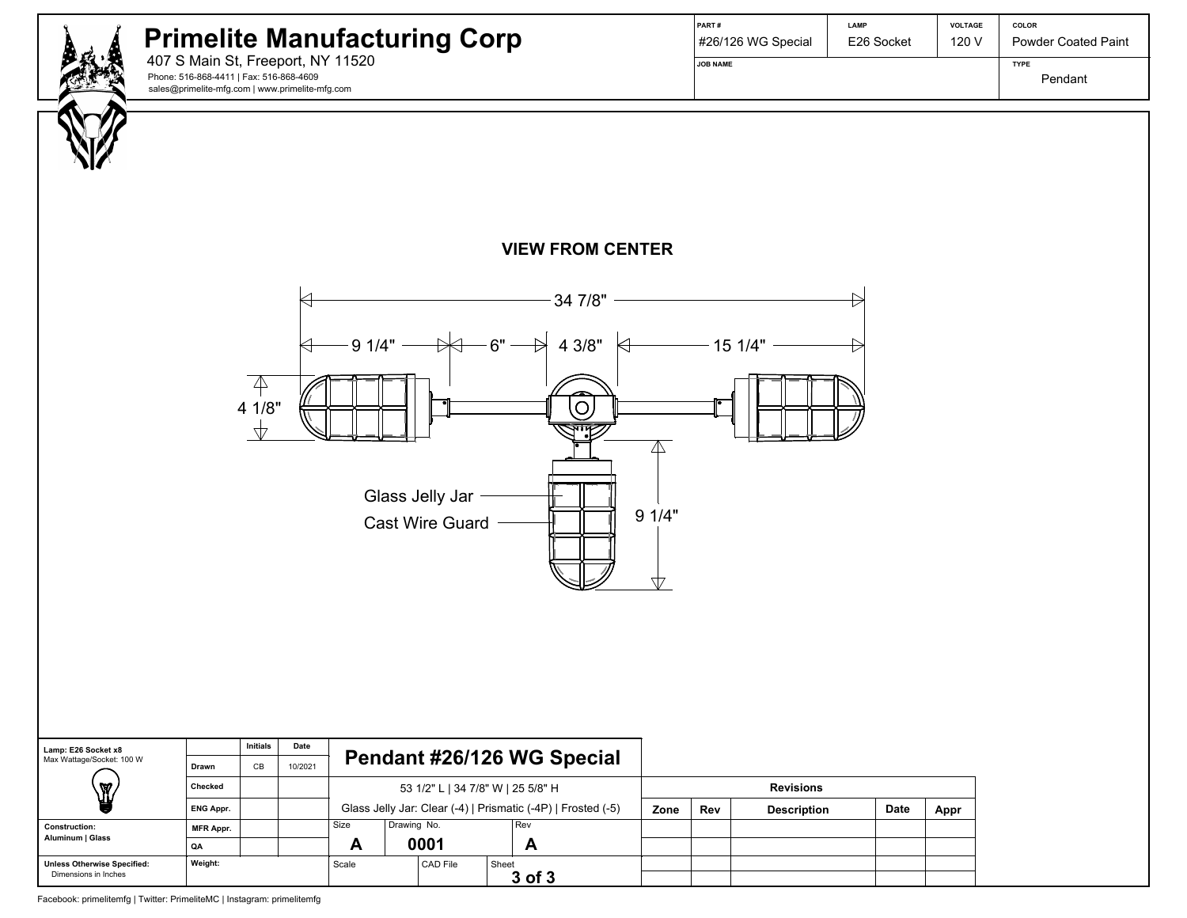# Primelite Manufacturing Corp

407 S Main St, Freeport, NY 11520

Phone: 516-868-4411 | Fax: 516-868-4609

sales@primelite-mfg.com | www.primelite-mfg.com

| PART # | LAMP | VOLTAGE | COLOR |
|---|---|---|---|
| #26/126 WG Special | E26 Socket | 120 V | Powder Coated Paint |
| JOB NAME | | | TYPE |
| | | | Pendant |

## VIEW FROM CENTER

34 7/8"

9 1/4"

6"

4 3/8"

15 1/4"

4 1/8"

9 1/4"

Glass Jelly Jar

Cast Wire Guard

| | | | |
|---|---|---|---|
| **Lamp: E26 Socket x8** Max Wattage/Socket: 100 W | | **Initials** | **Date** |
| | **Drawn** | CB | 10/2021 |
| | **Checked** | | |
| | **ENG Appr.** | | |
| **Construction:** **Aluminum \| Glass** | **MFR Appr.** | | |
| | **QA** | | |
| **Unless Otherwise Specified:** Dimensions in Inches | **Weight:** | | |

## Pendant #26/126 WG Special

53 1/2" L | 34 7/8" W | 25 5/8" H

Glass Jelly Jar: Clear (-4) | Prismatic (-4P) | Frosted (-5)

| Size | Drawing No. | Rev |
|---|---|---|
| A | 0001 | A |

| Scale | CAD File | Sheet |
|---|---|---|
| | | 3 of 3 |

| Revisions | | | | |
|---|---|---|---|---|
| **Zone** | **Rev** | **Description** | **Date** | **Appr** |
| | | | | |
| | | | | |
| | | | | |
| | | | | |

Facebook: primelitemfg | Twitter: PrimeliteMC | Instagram: primelitemfg